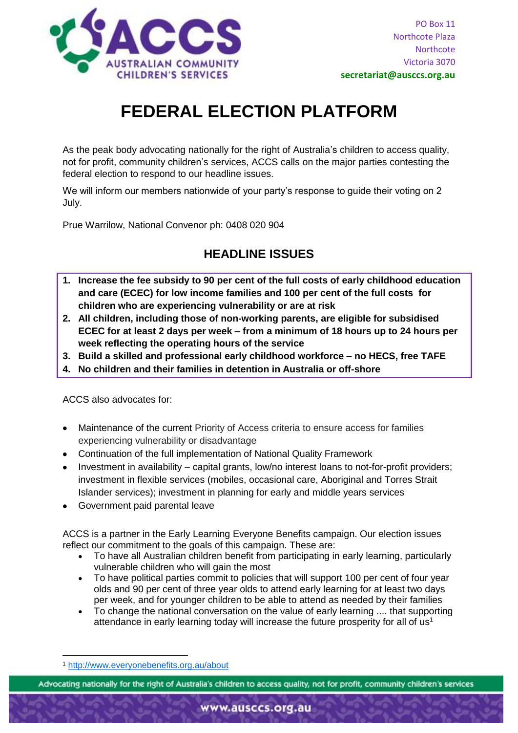ACCS
AUSTRALIAN COMMUNITY CHILDREN'S SERVICES

PO Box 11
Northcote Plaza
Northcote
Victoria 3070
**secretariat@ausccs.org.au**

# FEDERAL ELECTION PLATFORM

As the peak body advocating nationally for the right of Australia's children to access quality, not for profit, community children's services, ACCS calls on the major parties contesting the federal election to respond to our headline issues.

We will inform our members nationwide of your party's response to guide their voting on 2 July.

Prue Warrilow, National Convenor ph: 0408 020 904

## HEADLINE ISSUES

1. **Increase the fee subsidy to 90 per cent of the full costs of early childhood education and care (ECEC) for low income families and 100 per cent of the full costs for children who are experiencing vulnerability or are at risk**
2. **All children, including those of non-working parents, are eligible for subsidised ECEC for at least 2 days per week – from a minimum of 18 hours up to 24 hours per week reflecting the operating hours of the service**
3. **Build a skilled and professional early childhood workforce – no HECS, free TAFE**
4. **No children and their families in detention in Australia or off-shore**

ACCS also advocates for:

- Maintenance of the current Priority of Access criteria to ensure access for families experiencing vulnerability or disadvantage
- Continuation of the full implementation of National Quality Framework
- Investment in availability – capital grants, low/no interest loans to not-for-profit providers; investment in flexible services (mobiles, occasional care, Aboriginal and Torres Strait Islander services); investment in planning for early and middle years services
- Government paid parental leave

ACCS is a partner in the Early Learning Everyone Benefits campaign. Our election issues reflect our commitment to the goals of this campaign. These are:

- To have all Australian children benefit from participating in early learning, particularly vulnerable children who will gain the most
- To have political parties commit to policies that will support 100 per cent of four year olds and 90 per cent of three year olds to attend early learning for at least two days per week, and for younger children to be able to attend as needed by their families
- To change the national conversation on the value of early learning .... that supporting attendance in early learning today will increase the future prosperity for all of us[1]

[1] http://www.everyonebenefits.org.au/about

Advocating nationally for the right of Australia's children to access quality, not for profit, community children's services

www.ausccs.org.au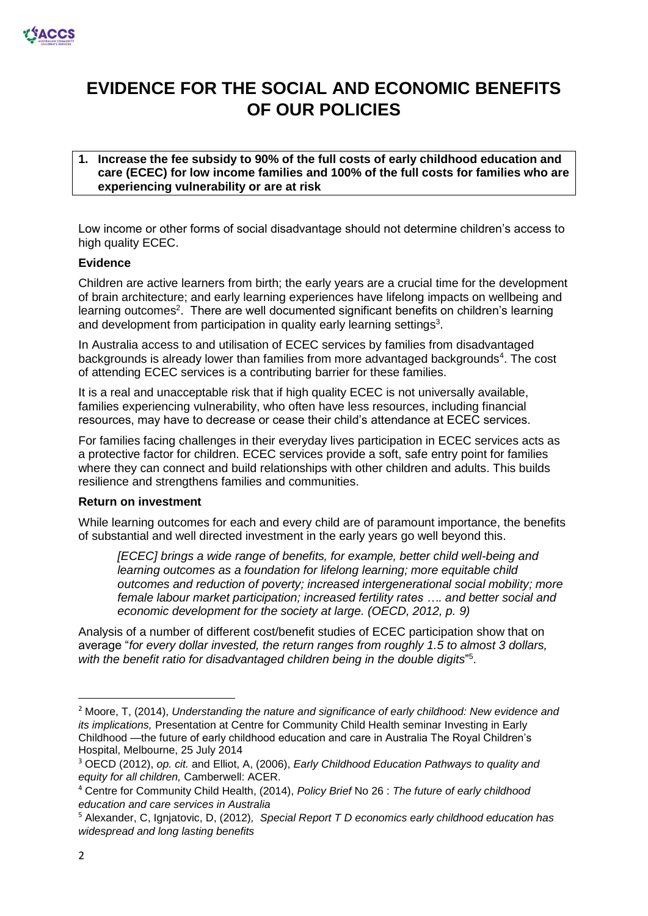# EVIDENCE FOR THE SOCIAL AND ECONOMIC BENEFITS OF OUR POLICIES

**1. Increase the fee subsidy to 90% of the full costs of early childhood education and care (ECEC) for low income families and 100% of the full costs for families who are experiencing vulnerability or are at risk**

Low income or other forms of social disadvantage should not determine children's access to high quality ECEC.

**Evidence**

Children are active learners from birth; the early years are a crucial time for the development of brain architecture; and early learning experiences have lifelong impacts on wellbeing and learning outcomes[2]. There are well documented significant benefits on children's learning and development from participation in quality early learning settings[3].

In Australia access to and utilisation of ECEC services by families from disadvantaged backgrounds is already lower than families from more advantaged backgrounds[4]. The cost of attending ECEC services is a contributing barrier for these families.

It is a real and unacceptable risk that if high quality ECEC is not universally available, families experiencing vulnerability, who often have less resources, including financial resources, may have to decrease or cease their child's attendance at ECEC services.

For families facing challenges in their everyday lives participation in ECEC services acts as a protective factor for children. ECEC services provide a soft, safe entry point for families where they can connect and build relationships with other children and adults. This builds resilience and strengthens families and communities.

**Return on investment**

While learning outcomes for each and every child are of paramount importance, the benefits of substantial and well directed investment in the early years go well beyond this.

> *[ECEC] brings a wide range of benefits, for example, better child well-being and learning outcomes as a foundation for lifelong learning; more equitable child outcomes and reduction of poverty; increased intergenerational social mobility; more female labour market participation; increased fertility rates …. and better social and economic development for the society at large. (OECD, 2012, p. 9)*

Analysis of a number of different cost/benefit studies of ECEC participation show that on average "*for every dollar invested, the return ranges from roughly 1.5 to almost 3 dollars, with the benefit ratio for disadvantaged children being in the double digits*"[5].

---

[2] Moore, T, (2014), *Understanding the nature and significance of early childhood: New evidence and its implications,* Presentation at Centre for Community Child Health seminar Investing in Early Childhood —the future of early childhood education and care in Australia The Royal Children's Hospital, Melbourne, 25 July 2014

[3] OECD (2012), *op. cit.* and Elliot, A, (2006), *Early Childhood Education Pathways to quality and equity for all children,* Camberwell: ACER.

[4] Centre for Community Child Health, (2014), *Policy Brief* No 26 : *The future of early childhood education and care services in Australia*

[5] Alexander, C, Ignjatovic, D, (2012)*, Special Report T D economics early childhood education has widespread and long lasting benefits*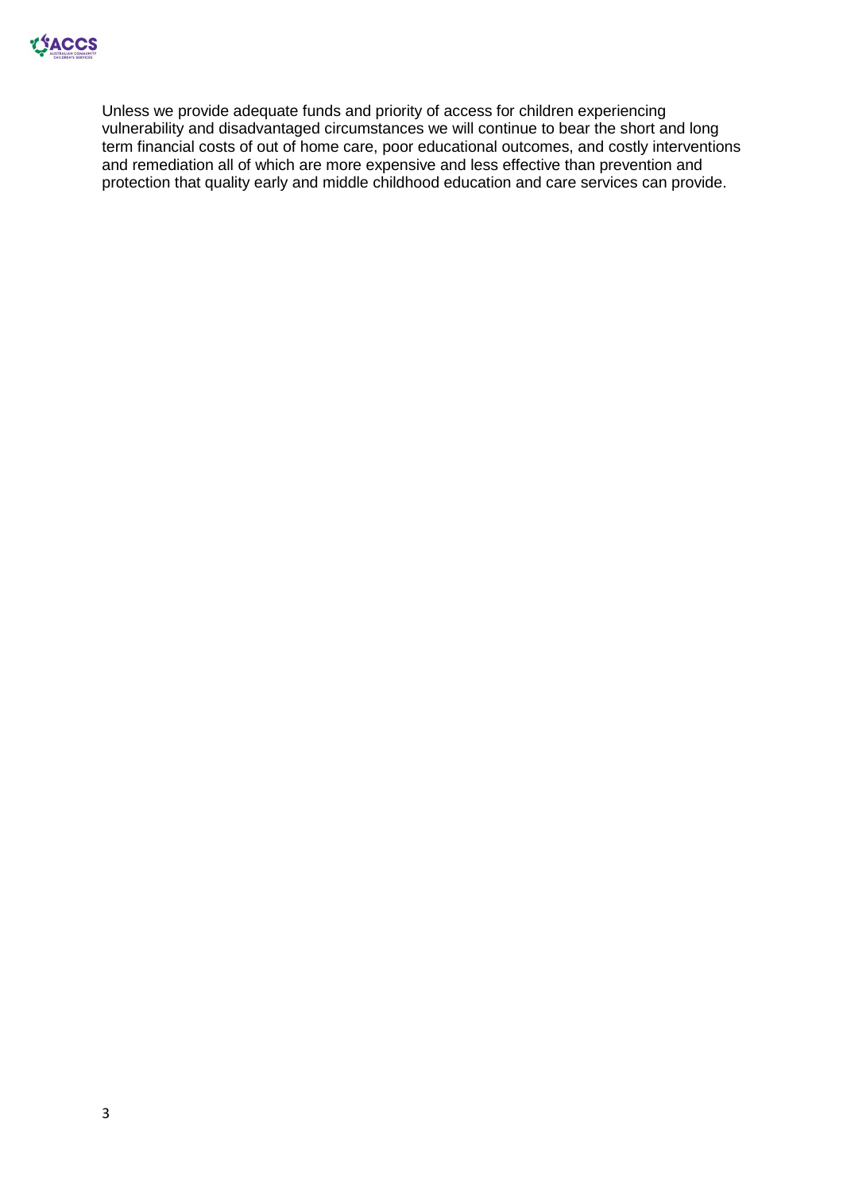Unless we provide adequate funds and priority of access for children experiencing vulnerability and disadvantaged circumstances we will continue to bear the short and long term financial costs of out of home care, poor educational outcomes, and costly interventions and remediation all of which are more expensive and less effective than prevention and protection that quality early and middle childhood education and care services can provide.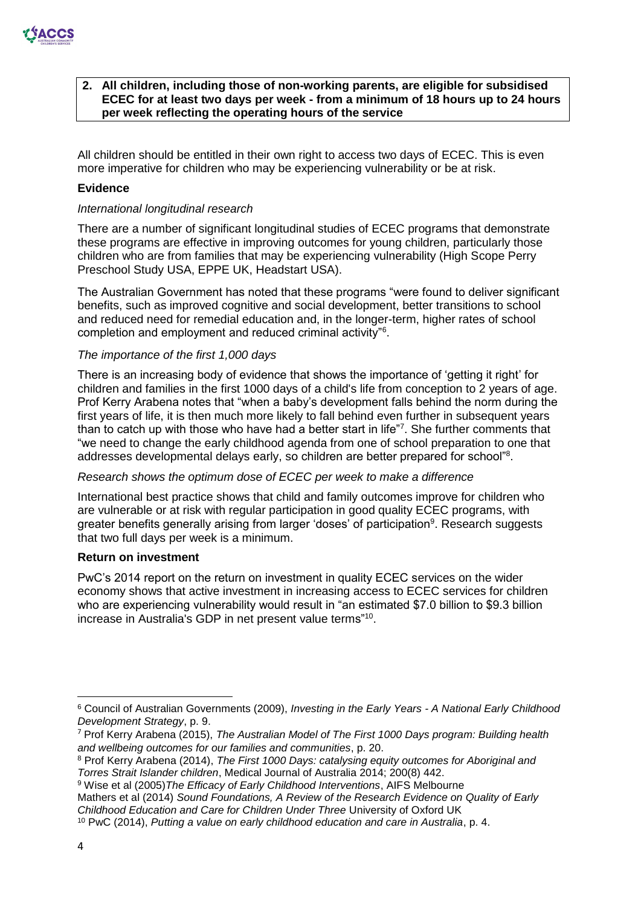**2. All children, including those of non-working parents, are eligible for subsidised ECEC for at least two days per week - from a minimum of 18 hours up to 24 hours per week reflecting the operating hours of the service**

All children should be entitled in their own right to access two days of ECEC. This is even more imperative for children who may be experiencing vulnerability or be at risk.

**Evidence**

*International longitudinal research*

There are a number of significant longitudinal studies of ECEC programs that demonstrate these programs are effective in improving outcomes for young children, particularly those children who are from families that may be experiencing vulnerability (High Scope Perry Preschool Study USA, EPPE UK, Headstart USA).

The Australian Government has noted that these programs "were found to deliver significant benefits, such as improved cognitive and social development, better transitions to school and reduced need for remedial education and, in the longer-term, higher rates of school completion and employment and reduced criminal activity"[6].

*The importance of the first 1,000 days*

There is an increasing body of evidence that shows the importance of 'getting it right' for children and families in the first 1000 days of a child's life from conception to 2 years of age. Prof Kerry Arabena notes that "when a baby's development falls behind the norm during the first years of life, it is then much more likely to fall behind even further in subsequent years than to catch up with those who have had a better start in life"[7]. She further comments that "we need to change the early childhood agenda from one of school preparation to one that addresses developmental delays early, so children are better prepared for school"[8].

*Research shows the optimum dose of ECEC per week to make a difference*

International best practice shows that child and family outcomes improve for children who are vulnerable or at risk with regular participation in good quality ECEC programs, with greater benefits generally arising from larger 'doses' of participation[9]. Research suggests that two full days per week is a minimum.

**Return on investment**

PwC's 2014 report on the return on investment in quality ECEC services on the wider economy shows that active investment in increasing access to ECEC services for children who are experiencing vulnerability would result in "an estimated $7.0 billion to $9.3 billion increase in Australia's GDP in net present value terms"[10].

---

[6] Council of Australian Governments (2009), *Investing in the Early Years - A National Early Childhood Development Strategy*, p. 9.

[7] Prof Kerry Arabena (2015), *The Australian Model of The First 1000 Days program: Building health and wellbeing outcomes for our families and communities*, p. 20.

[8] Prof Kerry Arabena (2014), *The First 1000 Days: catalysing equity outcomes for Aboriginal and Torres Strait Islander children*, Medical Journal of Australia 2014; 200(8) 442.

[9] Wise et al (2005)*The Efficacy of Early Childhood Interventions*, AIFS Melbourne
Mathers et al (2014) *Sound Foundations, A Review of the Research Evidence on Quality of Early Childhood Education and Care for Children Under Three* University of Oxford UK

[10] PwC (2014), *Putting a value on early childhood education and care in Australia*, p. 4.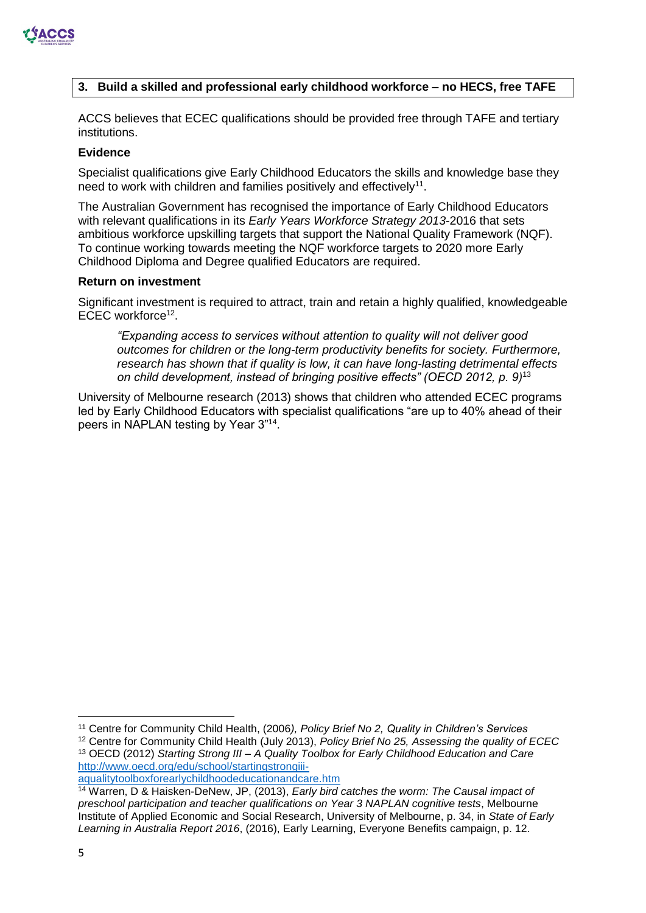## 3. Build a skilled and professional early childhood workforce – no HECS, free TAFE

ACCS believes that ECEC qualifications should be provided free through TAFE and tertiary institutions.

**Evidence**

Specialist qualifications give Early Childhood Educators the skills and knowledge base they need to work with children and families positively and effectively[11].

The Australian Government has recognised the importance of Early Childhood Educators with relevant qualifications in its *Early Years Workforce Strategy 2013*-2016 that sets ambitious workforce upskilling targets that support the National Quality Framework (NQF). To continue working towards meeting the NQF workforce targets to 2020 more Early Childhood Diploma and Degree qualified Educators are required.

**Return on investment**

Significant investment is required to attract, train and retain a highly qualified, knowledgeable ECEC workforce[12].

> *"Expanding access to services without attention to quality will not deliver good outcomes for children or the long-term productivity benefits for society. Furthermore, research has shown that if quality is low, it can have long-lasting detrimental effects on child development, instead of bringing positive effects" (OECD 2012, p. 9)*[13]

University of Melbourne research (2013) shows that children who attended ECEC programs led by Early Childhood Educators with specialist qualifications "are up to 40% ahead of their peers in NAPLAN testing by Year 3"[14].

---

[11] Centre for Community Child Health, (2006*), Policy Brief No 2, Quality in Children's Services*

[12] Centre for Community Child Health (July 2013), *Policy Brief No 25, Assessing the quality of ECEC*

[13] OECD (2012) *Starting Strong III – A Quality Toolbox for Early Childhood Education and Care* http://www.oecd.org/edu/school/startingstrongiii-aqualitytoolboxforearlychildhoodeducationandcare.htm

[14] Warren, D & Haisken-DeNew, JP, (2013), *Early bird catches the worm: The Causal impact of preschool participation and teacher qualifications on Year 3 NAPLAN cognitive tests*, Melbourne Institute of Applied Economic and Social Research, University of Melbourne, p. 34, in *State of Early Learning in Australia Report 2016*, (2016), Early Learning, Everyone Benefits campaign, p. 12.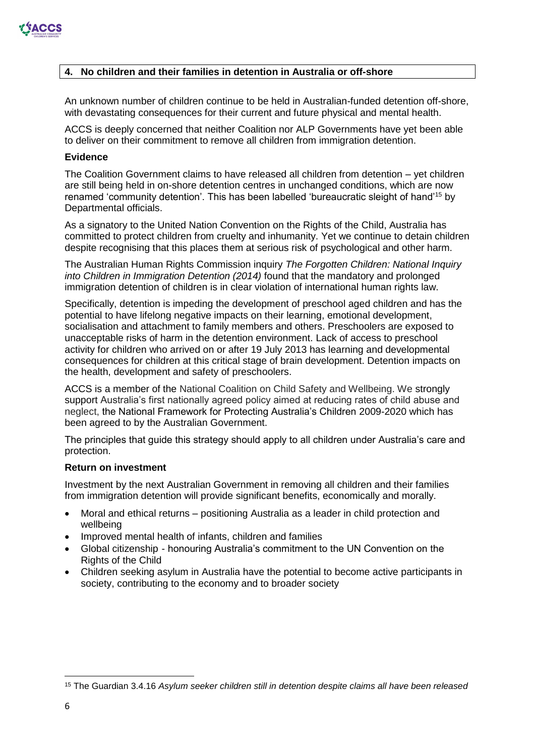## 4. No children and their families in detention in Australia or off-shore

An unknown number of children continue to be held in Australian-funded detention off-shore, with devastating consequences for their current and future physical and mental health.

ACCS is deeply concerned that neither Coalition nor ALP Governments have yet been able to deliver on their commitment to remove all children from immigration detention.

**Evidence**

The Coalition Government claims to have released all children from detention – yet children are still being held in on-shore detention centres in unchanged conditions, which are now renamed 'community detention'. This has been labelled 'bureaucratic sleight of hand'[15] by Departmental officials.

As a signatory to the United Nation Convention on the Rights of the Child, Australia has committed to protect children from cruelty and inhumanity. Yet we continue to detain children despite recognising that this places them at serious risk of psychological and other harm.

The Australian Human Rights Commission inquiry *The Forgotten Children: National Inquiry into Children in Immigration Detention (2014)* found that the mandatory and prolonged immigration detention of children is in clear violation of international human rights law.

Specifically, detention is impeding the development of preschool aged children and has the potential to have lifelong negative impacts on their learning, emotional development, socialisation and attachment to family members and others. Preschoolers are exposed to unacceptable risks of harm in the detention environment. Lack of access to preschool activity for children who arrived on or after 19 July 2013 has learning and developmental consequences for children at this critical stage of brain development. Detention impacts on the health, development and safety of preschoolers.

ACCS is a member of the National Coalition on Child Safety and Wellbeing. We strongly support Australia's first nationally agreed policy aimed at reducing rates of child abuse and neglect, the National Framework for Protecting Australia's Children 2009-2020 which has been agreed to by the Australian Government.

The principles that guide this strategy should apply to all children under Australia's care and protection.

**Return on investment**

Investment by the next Australian Government in removing all children and their families from immigration detention will provide significant benefits, economically and morally.

- Moral and ethical returns – positioning Australia as a leader in child protection and wellbeing
- Improved mental health of infants, children and families
- Global citizenship - honouring Australia's commitment to the UN Convention on the Rights of the Child
- Children seeking asylum in Australia have the potential to become active participants in society, contributing to the economy and to broader society

---

[15] The Guardian 3.4.16 *Asylum seeker children still in detention despite claims all have been released*